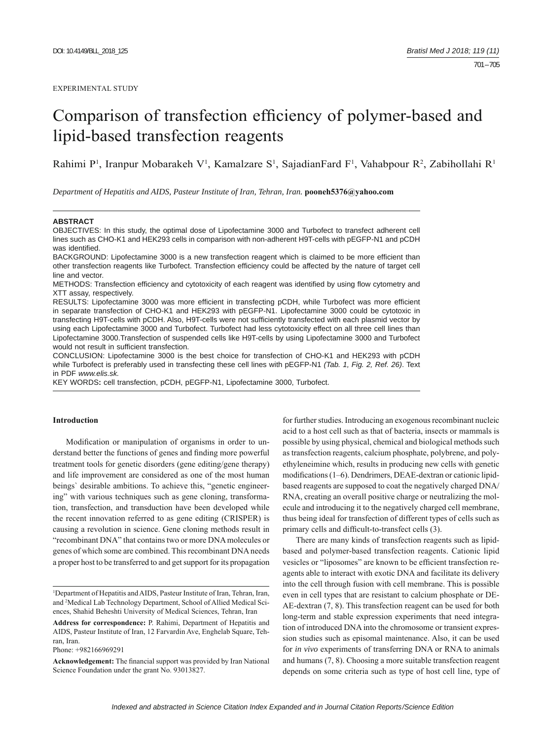EXPERIMENTAL STUDY

# Comparison of transfection efficiency of polymer-based and lipid-based transfection reagents

Rahimi P[1], Iranpur Mobarakeh V[1], Kamalzare S[1], SajadianFard F[1], Vahabpour R[2], Zabihollahi R[1]

*Department of Hepatitis and AIDS, Pasteur Institute of Iran, Tehran, Iran.* **pooneh5376@yahoo.com**

**ABSTRACT**

OBJECTIVES: In this study, the optimal dose of Lipofectamine 3000 and Turbofect to transfect adherent cell lines such as CHO-K1 and HEK293 cells in comparison with non-adherent H9T-cells with pEGFP-N1 and pCDH was identified.

BACKGROUND: Lipofectamine 3000 is a new transfection reagent which is claimed to be more efficient than other transfection reagents like Turbofect. Transfection efficiency could be affected by the nature of target cell line and vector.

METHODS: Transfection efficiency and cytotoxicity of each reagent was identified by using flow cytometry and XTT assay, respectively.

RESULTS: Lipofectamine 3000 was more efficient in transfecting pCDH, while Turbofect was more efficient in separate transfection of CHO-K1 and HEK293 with pEGFP-N1. Lipofectamine 3000 could be cytotoxic in transfecting H9T-cells with pCDH. Also, H9T-cells were not sufficiently transfected with each plasmid vector by using each Lipofectamine 3000 and Turbofect. Turbofect had less cytotoxicity effect on all three cell lines than Lipofectamine 3000.Transfection of suspended cells like H9T-cells by using Lipofectamine 3000 and Turbofect would not result in sufficient transfection.

CONCLUSION: Lipofectamine 3000 is the best choice for transfection of CHO-K1 and HEK293 with pCDH while Turbofect is preferably used in transfecting these cell lines with pEGFP-N1 *(Tab. 1, Fig. 2, Ref. 26)*. Text in PDF *www.elis.sk.*

KEY WORDS**:** cell transfection, pCDH, pEGFP-N1, Lipofectamine 3000, Turbofect.

## Introduction

Modification or manipulation of organisms in order to understand better the functions of genes and finding more powerful treatment tools for genetic disorders (gene editing/gene therapy) and life improvement are considered as one of the most human beings` desirable ambitions. To achieve this, "genetic engineering" with various techniques such as gene cloning, transformation, transfection, and transduction have been developed while the recent innovation referred to as gene editing (CRISPER) is causing a revolution in science. Gene cloning methods result in "recombinant DNA" that contains two or more DNA molecules or genes of which some are combined. This recombinant DNA needs a proper host to be transferred to and get support for its propagation for further studies. Introducing an exogenous recombinant nucleic acid to a host cell such as that of bacteria, insects or mammals is possible by using physical, chemical and biological methods such as transfection reagents, calcium phosphate, polybrene, and polyethyleneimine which, results in producing new cells with genetic modifications (1–6). Dendrimers, DEAE-dextran or cationic lipid-based reagents are supposed to coat the negatively charged DNA/RNA, creating an overall positive charge or neutralizing the molecule and introducing it to the negatively charged cell membrane, thus being ideal for transfection of different types of cells such as primary cells and difficult-to-transfect cells (3).

There are many kinds of transfection reagents such as lipid-based and polymer-based transfection reagents. Cationic lipid vesicles or "liposomes" are known to be efficient transfection reagents able to interact with exotic DNA and facilitate its delivery into the cell through fusion with cell membrane. This is possible even in cell types that are resistant to calcium phosphate or DEAE-dextran (7, 8). This transfection reagent can be used for both long-term and stable expression experiments that need integration of introduced DNA into the chromosome or transient expression studies such as episomal maintenance. Also, it can be used for *in vivo* experiments of transferring DNA or RNA to animals and humans (7, 8). Choosing a more suitable transfection reagent depends on some criteria such as type of host cell line, type of

---

[1]Department of Hepatitis and AIDS, Pasteur Institute of Iran, Tehran, Iran, and [2]Medical Lab Technology Department, School of Allied Medical Sciences, Shahid Beheshti University of Medical Sciences, Tehran, Iran

**Address for correspondence:** P. Rahimi, Department of Hepatitis and AIDS, Pasteur Institute of Iran, 12 Farvardin Ave, Enghelab Square, Tehran, Iran.

Phone: +982166969291

**Acknowledgement:** The financial support was provided by Iran National Science Foundation under the grant No. 93013827.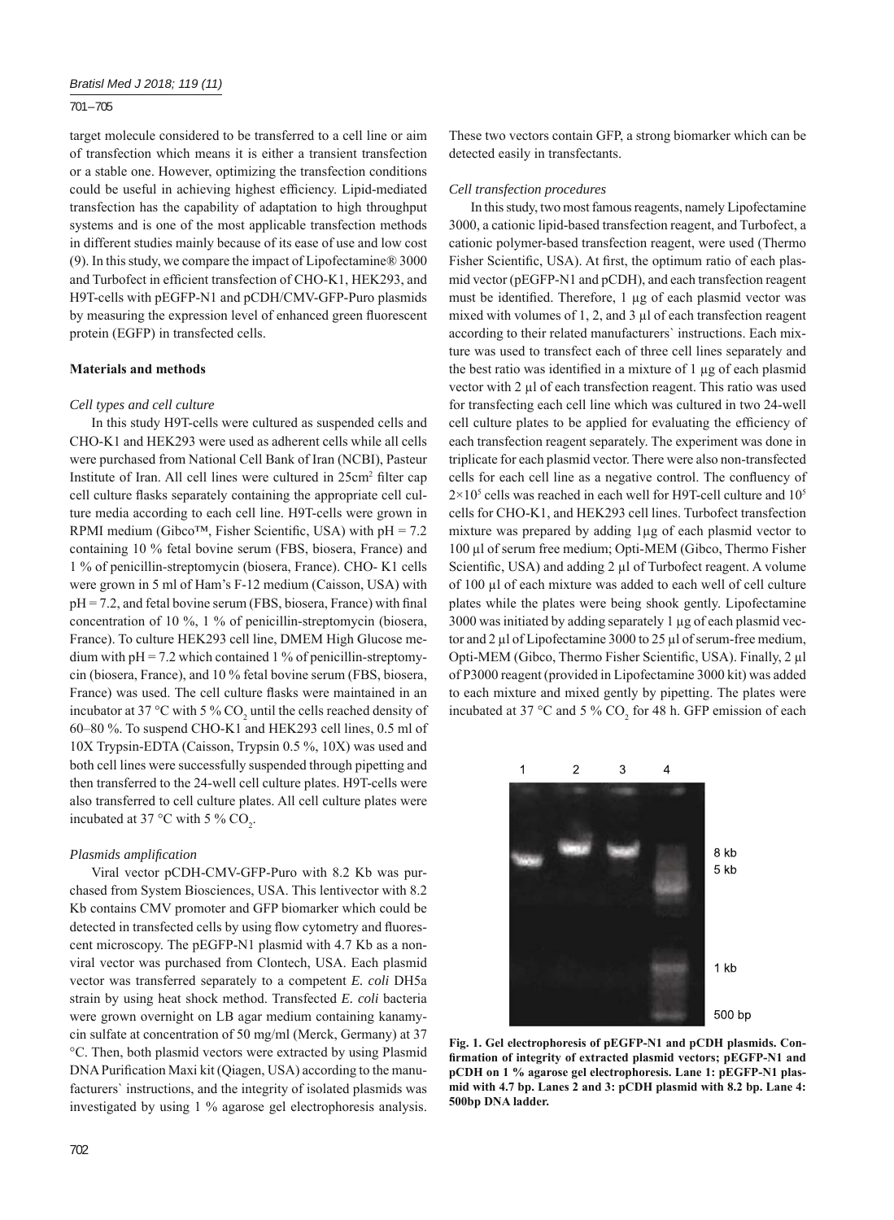target molecule considered to be transferred to a cell line or aim of transfection which means it is either a transient transfection or a stable one. However, optimizing the transfection conditions could be useful in achieving highest efficiency. Lipid-mediated transfection has the capability of adaptation to high throughput systems and is one of the most applicable transfection methods in different studies mainly because of its ease of use and low cost (9). In this study, we compare the impact of Lipofectamine® 3000 and Turbofect in efficient transfection of CHO-K1, HEK293, and H9T-cells with pEGFP-N1 and pCDH/CMV-GFP-Puro plasmids by measuring the expression level of enhanced green fluorescent protein (EGFP) in transfected cells.

## Materials and methods

### *Cell types and cell culture*

In this study H9T-cells were cultured as suspended cells and CHO-K1 and HEK293 were used as adherent cells while all cells were purchased from National Cell Bank of Iran (NCBI), Pasteur Institute of Iran. All cell lines were cultured in 25cm$^2$ filter cap cell culture flasks separately containing the appropriate cell culture media according to each cell line. H9T-cells were grown in RPMI medium (Gibco™, Fisher Scientific, USA) with pH = 7.2 containing 10 % fetal bovine serum (FBS, biosera, France) and 1 % of penicillin-streptomycin (biosera, France). CHO- K1 cells were grown in 5 ml of Ham's F-12 medium (Caisson, USA) with pH = 7.2, and fetal bovine serum (FBS, biosera, France) with final concentration of 10 %, 1 % of penicillin-streptomycin (biosera, France). To culture HEK293 cell line, DMEM High Glucose medium with pH = 7.2 which contained 1 % of penicillin-streptomycin (biosera, France), and 10 % fetal bovine serum (FBS, biosera, France) was used. The cell culture flasks were maintained in an incubator at 37 °C with 5 % $CO_2$ until the cells reached density of 60–80 %. To suspend CHO-K1 and HEK293 cell lines, 0.5 ml of 10X Trypsin-EDTA (Caisson, Trypsin 0.5 %, 10X) was used and both cell lines were successfully suspended through pipetting and then transferred to the 24-well cell culture plates. H9T-cells were also transferred to cell culture plates. All cell culture plates were incubated at 37 °C with 5 % $CO_2$.

### *Plasmids amplification*

Viral vector pCDH-CMV-GFP-Puro with 8.2 Kb was purchased from System Biosciences, USA. This lentivector with 8.2 Kb contains CMV promoter and GFP biomarker which could be detected in transfected cells by using flow cytometry and fluorescent microscopy. The pEGFP-N1 plasmid with 4.7 Kb as a nonviral vector was purchased from Clontech, USA. Each plasmid vector was transferred separately to a competent *E. coli* DH5a strain by using heat shock method. Transfected *E. coli* bacteria were grown overnight on LB agar medium containing kanamycin sulfate at concentration of 50 mg/ml (Merck, Germany) at 37 °C. Then, both plasmid vectors were extracted by using Plasmid DNA Purification Maxi kit (Qiagen, USA) according to the manufacturers` instructions, and the integrity of isolated plasmids was investigated by using 1 % agarose gel electrophoresis analysis. These two vectors contain GFP, a strong biomarker which can be detected easily in transfectants.

### *Cell transfection procedures*

In this study, two most famous reagents, namely Lipofectamine 3000, a cationic lipid-based transfection reagent, and Turbofect, a cationic polymer-based transfection reagent, were used (Thermo Fisher Scientific, USA). At first, the optimum ratio of each plasmid vector (pEGFP-N1 and pCDH), and each transfection reagent must be identified. Therefore, 1 μg of each plasmid vector was mixed with volumes of 1, 2, and 3 μl of each transfection reagent according to their related manufacturers` instructions. Each mixture was used to transfect each of three cell lines separately and the best ratio was identified in a mixture of 1 μg of each plasmid vector with 2 μl of each transfection reagent. This ratio was used for transfecting each cell line which was cultured in two 24-well cell culture plates to be applied for evaluating the efficiency of each transfection reagent separately. The experiment was done in triplicate for each plasmid vector. There were also non-transfected cells for each cell line as a negative control. The confluency of $2{\times}10^5$ cells was reached in each well for H9T-cell culture and $10^5$ cells for CHO-K1, and HEK293 cell lines. Turbofect transfection mixture was prepared by adding 1μg of each plasmid vector to 100 μl of serum free medium; Opti-MEM (Gibco, Thermo Fisher Scientific, USA) and adding 2 μl of Turbofect reagent. A volume of 100 μl of each mixture was added to each well of cell culture plates while the plates were being shook gently. Lipofectamine 3000 was initiated by adding separately 1 μg of each plasmid vector and 2 μl of Lipofectamine 3000 to 25 μl of serum-free medium, Opti-MEM (Gibco, Thermo Fisher Scientific, USA). Finally, 2 μl of P3000 reagent (provided in Lipofectamine 3000 kit) was added to each mixture and mixed gently by pipetting. The plates were incubated at 37 °C and 5 % $CO_2$ for 48 h. GFP emission of each

**Fig. 1. Gel electrophoresis of pEGFP-N1 and pCDH plasmids. Confirmation of integrity of extracted plasmid vectors; pEGFP-N1 and pCDH on 1 % agarose gel electrophoresis. Lane 1: pEGFP-N1 plasmid with 4.7 bp. Lanes 2 and 3: pCDH plasmid with 8.2 bp. Lane 4: 500bp DNA ladder.**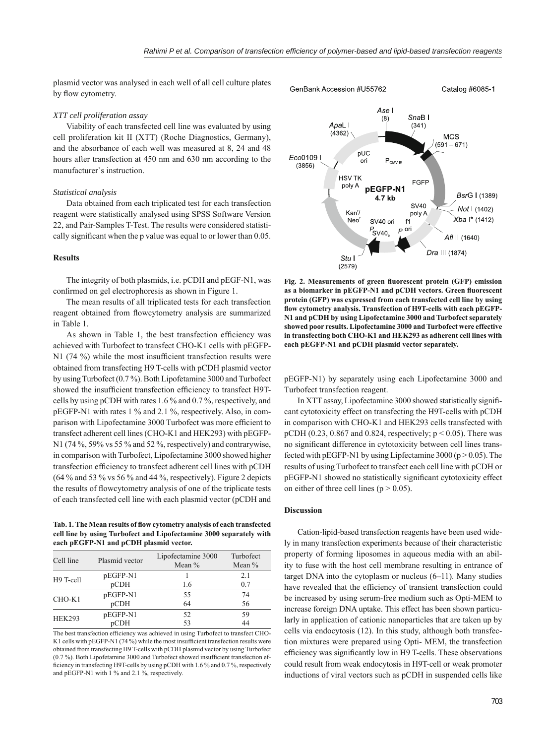plasmid vector was analysed in each well of all cell culture plates by flow cytometry.

*XTT cell proliferation assay*

Viability of each transfected cell line was evaluated by using cell proliferation kit II (XTT) (Roche Diagnostics, Germany), and the absorbance of each well was measured at 8, 24 and 48 hours after transfection at 450 nm and 630 nm according to the manufacturer`s instruction.

*Statistical analysis*

Data obtained from each triplicated test for each transfection reagent were statistically analysed using SPSS Software Version 22, and Pair-Samples T-Test. The results were considered statistically significant when the p value was equal to or lower than 0.05.

## Results

The integrity of both plasmids, i.e. pCDH and pEGF-N1, was confirmed on gel electrophoresis as shown in Figure 1.

The mean results of all triplicated tests for each transfection reagent obtained from flowcytometry analysis are summarized in Table 1.

As shown in Table 1, the best transfection efficiency was achieved with Turbofect to transfect CHO-K1 cells with pEGFP-N1 (74 %) while the most insufficient transfection results were obtained from transfecting H9 T-cells with pCDH plasmid vector by using Turbofect (0.7 %). Both Lipofetamine 3000 and Turbofect showed the insufficient transfection efficiency to transfect H9T-cells by using pCDH with rates 1.6 % and 0.7 %, respectively, and pEGFP-N1 with rates 1 % and 2.1 %, respectively. Also, in comparison with Lipofectamine 3000 Turbofect was more efficient to transfect adherent cell lines (CHO-K1 and HEK293) with pEGFP-N1 (74 %, 59% vs 55 % and 52 %, respectively) and contrarywise, in comparison with Turbofect, Lipofectamine 3000 showed higher transfection efficiency to transfect adherent cell lines with pCDH (64 % and 53 % vs 56 % and 44 %, respectively). Figure 2 depicts the results of flowcytometry analysis of one of the triplicate tests of each transfected cell line with each plasmid vector (pCDH and pEGFP-N1) by separately using each Lipofectamine 3000 and Turbofect transfection reagent.

**Tab. 1. The Mean results of flow cytometry analysis of each transfected cell line by using Turbofect and Lipofectamine 3000 separately with each pEGFP-N1 and pCDH plasmid vector.**

| Cell line | Plasmid vector | Lipofectamine 3000 Mean % | Turbofect Mean % |
|---|---|---|---|
| H9 T-cell | pEGFP-N1 | 1 | 2.1 |
| | pCDH | 1.6 | 0.7 |
| CHO-K1 | pEGFP-N1 | 55 | 74 |
| | pCDH | 64 | 56 |
| HEK293 | pEGFP-N1 | 52 | 59 |
| | pCDH | 53 | 44 |

The best transfection efficiency was achieved in using Turbofect to transfect CHO-K1 cells with pEGFP-N1 (74 %) while the most insufficient transfection results were obtained from transfecting H9 T-cells with pCDH plasmid vector by using Turbofect (0.7 %). Both Lipofetamine 3000 and Turbofect showed insufficient transfection efficiency in transfecting H9T-cells by using pCDH with 1.6 % and 0.7 %, respectively and pEGFP-N1 with 1 % and 2.1 %, respectively.

GenBank Accession #U55762 Catalog #6085-1

**Fig. 2. Measurements of green fluorescent protein (GFP) emission as a biomarker in pEGFP-N1 and pCDH vectors. Green fluorescent protein (GFP) was expressed from each transfected cell line by using flow cytometry analysis. Transfection of H9T-cells with each pEGFP-N1 and pCDH by using Lipofectamine 3000 and Turbofect separately showed poor results. Lipofectamine 3000 and Turbofect were effective in transfecting both CHO-K1 and HEK293 as adherent cell lines with each pEGFP-N1 and pCDH plasmid vector separately.**

In XTT assay, Lipofectamine 3000 showed statistically significant cytotoxicity effect on transfecting the H9T-cells with pCDH in comparison with CHO-K1 and HEK293 cells transfected with pCDH (0.23, 0.867 and 0.824, respectively; $p < 0.05$). There was no significant difference in cytotoxicity between cell lines transfected with pEGFP-N1 by using Lipfectamine 3000 ($p > 0.05$). The results of using Turbofect to transfect each cell line with pCDH or pEGFP-N1 showed no statistically significant cytotoxicity effect on either of three cell lines ($p > 0.05$).

## Discussion

Cation-lipid-based transfection reagents have been used widely in many transfection experiments because of their characteristic property of forming liposomes in aqueous media with an ability to fuse with the host cell membrane resulting in entrance of target DNA into the cytoplasm or nucleus (6–11). Many studies have revealed that the efficiency of transient transfection could be increased by using serum-free medium such as Opti-MEM to increase foreign DNA uptake. This effect has been shown particularly in application of cationic nanoparticles that are taken up by cells via endocytosis (12). In this study, although both transfection mixtures were prepared using Opti- MEM, the transfection efficiency was significantly low in H9 T-cells. These observations could result from weak endocytosis in H9T-cell or weak promoter inductions of viral vectors such as pCDH in suspended cells like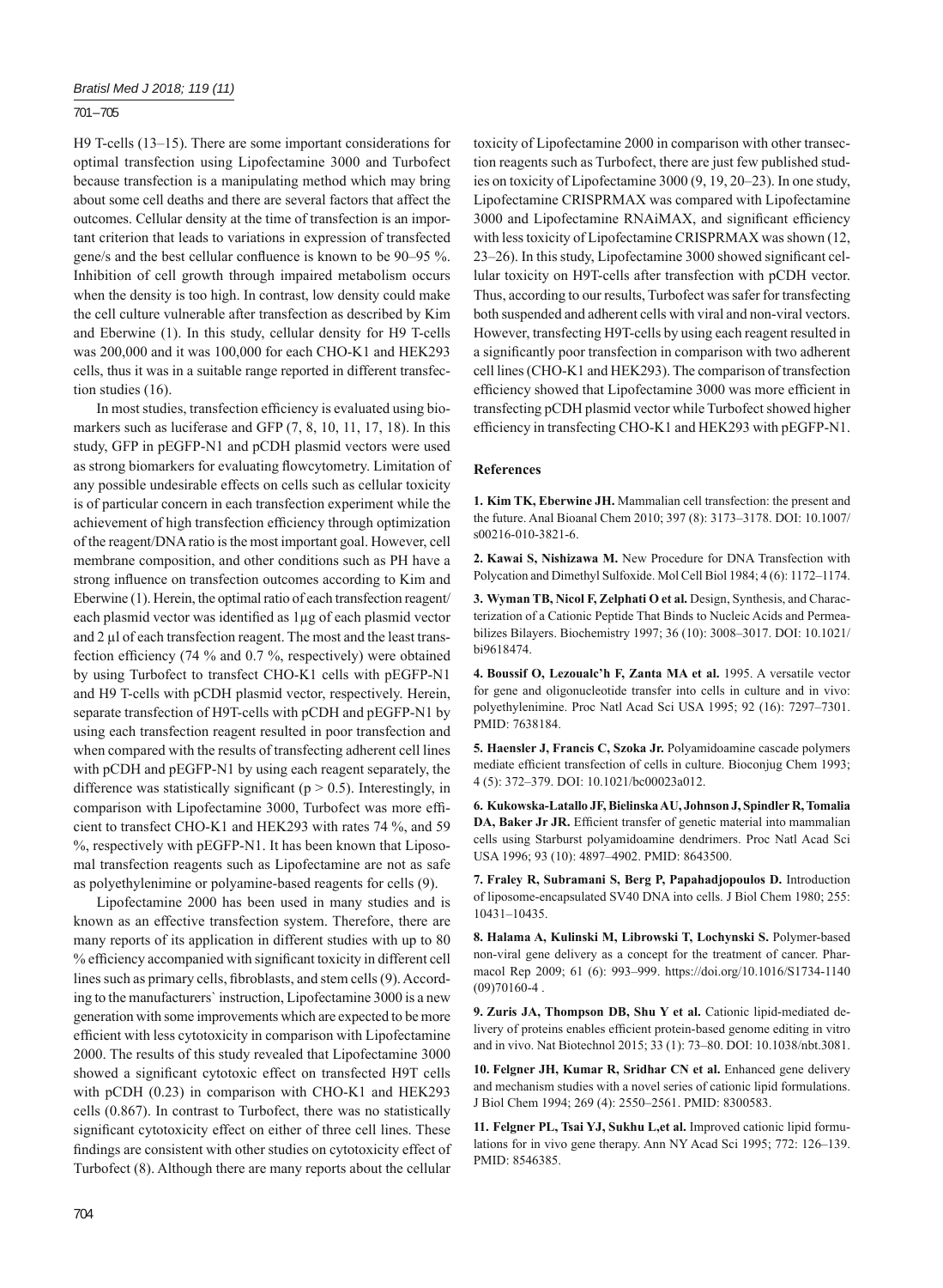H9 T-cells (13–15). There are some important considerations for optimal transfection using Lipofectamine 3000 and Turbofect because transfection is a manipulating method which may bring about some cell deaths and there are several factors that affect the outcomes. Cellular density at the time of transfection is an important criterion that leads to variations in expression of transfected gene/s and the best cellular confluence is known to be 90–95 %. Inhibition of cell growth through impaired metabolism occurs when the density is too high. In contrast, low density could make the cell culture vulnerable after transfection as described by Kim and Eberwine (1). In this study, cellular density for H9 T-cells was 200,000 and it was 100,000 for each CHO-K1 and HEK293 cells, thus it was in a suitable range reported in different transfection studies (16).

In most studies, transfection efficiency is evaluated using biomarkers such as luciferase and GFP (7, 8, 10, 11, 17, 18). In this study, GFP in pEGFP-N1 and pCDH plasmid vectors were used as strong biomarkers for evaluating flowcytometry. Limitation of any possible undesirable effects on cells such as cellular toxicity is of particular concern in each transfection experiment while the achievement of high transfection efficiency through optimization of the reagent/DNA ratio is the most important goal. However, cell membrane composition, and other conditions such as PH have a strong influence on transfection outcomes according to Kim and Eberwine (1). Herein, the optimal ratio of each transfection reagent/each plasmid vector was identified as 1µg of each plasmid vector and 2 µl of each transfection reagent. The most and the least transfection efficiency (74 % and 0.7 %, respectively) were obtained by using Turbofect to transfect CHO-K1 cells with pEGFP-N1 and H9 T-cells with pCDH plasmid vector, respectively. Herein, separate transfection of H9T-cells with pCDH and pEGFP-N1 by using each transfection reagent resulted in poor transfection and when compared with the results of transfecting adherent cell lines with pCDH and pEGFP-N1 by using each reagent separately, the difference was statistically significant ($p > 0.5$). Interestingly, in comparison with Lipofectamine 3000, Turbofect was more efficient to transfect CHO-K1 and HEK293 with rates 74 %, and 59 %, respectively with pEGFP-N1. It has been known that Liposomal transfection reagents such as Lipofectamine are not as safe as polyethylenimine or polyamine-based reagents for cells (9).

Lipofectamine 2000 has been used in many studies and is known as an effective transfection system. Therefore, there are many reports of its application in different studies with up to 80 % efficiency accompanied with significant toxicity in different cell lines such as primary cells, fibroblasts, and stem cells (9). According to the manufacturers` instruction, Lipofectamine 3000 is a new generation with some improvements which are expected to be more efficient with less cytotoxicity in comparison with Lipofectamine 2000. The results of this study revealed that Lipofectamine 3000 showed a significant cytotoxic effect on transfected H9T cells with pCDH (0.23) in comparison with CHO-K1 and HEK293 cells (0.867). In contrast to Turbofect, there was no statistically significant cytotoxicity effect on either of three cell lines. These findings are consistent with other studies on cytotoxicity effect of Turbofect (8). Although there are many reports about the cellular toxicity of Lipofectamine 2000 in comparison with other transfection reagents such as Turbofect, there are just few published studies on toxicity of Lipofectamine 3000 (9, 19, 20–23). In one study, Lipofectamine CRISPRMAX was compared with Lipofectamine 3000 and Lipofectamine RNAiMAX, and significant efficiency with less toxicity of Lipofectamine CRISPRMAX was shown (12, 23–26). In this study, Lipofectamine 3000 showed significant cellular toxicity on H9T-cells after transfection with pCDH vector. Thus, according to our results, Turbofect was safer for transfecting both suspended and adherent cells with viral and non-viral vectors. However, transfecting H9T-cells by using each reagent resulted in a significantly poor transfection in comparison with two adherent cell lines (CHO-K1 and HEK293). The comparison of transfection efficiency showed that Lipofectamine 3000 was more efficient in transfecting pCDH plasmid vector while Turbofect showed higher efficiency in transfecting CHO-K1 and HEK293 with pEGFP-N1.

## References

**1. Kim TK, Eberwine JH.** Mammalian cell transfection: the present and the future. Anal Bioanal Chem 2010; 397 (8): 3173–3178. DOI: 10.1007/s00216-010-3821-6.

**2. Kawai S, Nishizawa M.** New Procedure for DNA Transfection with Polycation and Dimethyl Sulfoxide. Mol Cell Biol 1984; 4 (6): 1172–1174.

**3. Wyman TB, Nicol F, Zelphati O et al.** Design, Synthesis, and Characterization of a Cationic Peptide That Binds to Nucleic Acids and Permeabilizes Bilayers. Biochemistry 1997; 36 (10): 3008–3017. DOI: 10.1021/bi9618474.

**4. Boussif O, Lezoualc'h F, Zanta MA et al.** 1995. A versatile vector for gene and oligonucleotide transfer into cells in culture and in vivo: polyethylenimine. Proc Natl Acad Sci USA 1995; 92 (16): 7297–7301. PMID: 7638184.

**5. Haensler J, Francis C, Szoka Jr.** Polyamidoamine cascade polymers mediate efficient transfection of cells in culture. Bioconjug Chem 1993; 4 (5): 372–379. DOI: 10.1021/bc00023a012.

**6. Kukowska-Latallo JF, Bielinska AU, Johnson J, Spindler R, Tomalia DA, Baker Jr JR.** Efficient transfer of genetic material into mammalian cells using Starburst polyamidoamine dendrimers. Proc Natl Acad Sci USA 1996; 93 (10): 4897–4902. PMID: 8643500.

**7. Fraley R, Subramani S, Berg P, Papahadjopoulos D.** Introduction of liposome-encapsulated SV40 DNA into cells. J Biol Chem 1980; 255: 10431–10435.

**8. Halama A, Kulinski M, Librowski T, Lochynski S.** Polymer-based non-viral gene delivery as a concept for the treatment of cancer. Pharmacol Rep 2009; 61 (6): 993–999. https://doi.org/10.1016/S1734-1140(09)70160-4 .

**9. Zuris JA, Thompson DB, Shu Y et al.** Cationic lipid-mediated delivery of proteins enables efficient protein-based genome editing in vitro and in vivo. Nat Biotechnol 2015; 33 (1): 73–80. DOI: 10.1038/nbt.3081.

**10. Felgner JH, Kumar R, Sridhar CN et al.** Enhanced gene delivery and mechanism studies with a novel series of cationic lipid formulations. J Biol Chem 1994; 269 (4): 2550–2561. PMID: 8300583.

**11. Felgner PL, Tsai YJ, Sukhu L,et al.** Improved cationic lipid formulations for in vivo gene therapy. Ann NY Acad Sci 1995; 772: 126–139. PMID: 8546385.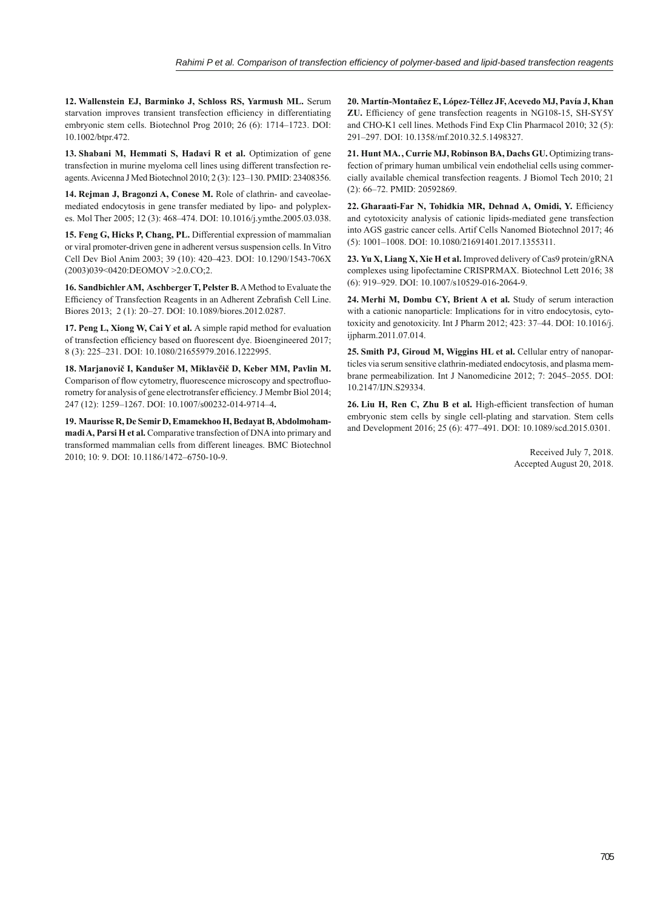**12. Wallenstein EJ, Barminko J, Schloss RS, Yarmush ML.** Serum starvation improves transient transfection efficiency in differentiating embryonic stem cells. Biotechnol Prog 2010; 26 (6): 1714–1723. DOI: 10.1002/btpr.472.

**13. Shabani M, Hemmati S, Hadavi R et al.** Optimization of gene transfection in murine myeloma cell lines using different transfection reagents. Avicenna J Med Biotechnol 2010; 2 (3): 123–130. PMID: 23408356.

**14. Rejman J, Bragonzi A, Conese M.** Role of clathrin- and caveolae-mediated endocytosis in gene transfer mediated by lipo- and polyplexes. Mol Ther 2005; 12 (3): 468–474. DOI: 10.1016/j.ymthe.2005.03.038.

**15. Feng G, Hicks P, Chang, PL.** Differential expression of mammalian or viral promoter-driven gene in adherent versus suspension cells. In Vitro Cell Dev Biol Anim 2003; 39 (10): 420–423. DOI: 10.1290/1543-706X (2003)039<0420:DEOMOV >2.0.CO;2.

**16. Sandbichler AM, Aschberger T, Pelster B.** A Method to Evaluate the Efficiency of Transfection Reagents in an Adherent Zebrafish Cell Line. Biores 2013; 2 (1): 20–27. DOI: 10.1089/biores.2012.0287.

**17. Peng L, Xiong W, Cai Y et al.** A simple rapid method for evaluation of transfection efficiency based on fluorescent dye. Bioengineered 2017; 8 (3): 225–231. DOI: 10.1080/21655979.2016.1222995.

**18. Marjanovič I, Kandušer M, Miklavčič D, Keber MM, Pavlin M.** Comparison of flow cytometry, fluorescence microscopy and spectrofluorometry for analysis of gene electrotransfer efficiency. J Membr Biol 2014; 247 (12): 1259–1267. DOI: 10.1007/s00232-014-9714–4**.**

**19. Maurisse R, De Semir D, Emamekhoo H, Bedayat B, Abdolmohammadi A, Parsi H et al.** Comparative transfection of DNA into primary and transformed mammalian cells from different lineages. BMC Biotechnol 2010; 10: 9. DOI: 10.1186/1472–6750-10-9.

**20. Martín-Montañez E, López-Téllez JF, Acevedo MJ, Pavía J, Khan ZU.** Efficiency of gene transfection reagents in NG108-15, SH-SY5Y and CHO-K1 cell lines. Methods Find Exp Clin Pharmacol 2010; 32 (5): 291–297. DOI: 10.1358/mf.2010.32.5.1498327.

**21. Hunt MA. , Currie MJ, Robinson BA, Dachs GU.** Optimizing transfection of primary human umbilical vein endothelial cells using commercially available chemical transfection reagents. J Biomol Tech 2010; 21 (2): 66–72. PMID: 20592869.

**22. Gharaati-Far N, Tohidkia MR, Dehnad A, Omidi, Y.** Efficiency and cytotoxicity analysis of cationic lipids-mediated gene transfection into AGS gastric cancer cells. Artif Cells Nanomed Biotechnol 2017; 46 (5): 1001–1008. DOI: 10.1080/21691401.2017.1355311.

**23. Yu X, Liang X, Xie H et al.** Improved delivery of Cas9 protein/gRNA complexes using lipofectamine CRISPRMAX. Biotechnol Lett 2016; 38 (6): 919–929. DOI: 10.1007/s10529-016-2064-9.

**24. Merhi M, Dombu CY, Brient A et al.** Study of serum interaction with a cationic nanoparticle: Implications for in vitro endocytosis, cytotoxicity and genotoxicity. Int J Pharm 2012; 423: 37–44. DOI: 10.1016/j.ijpharm.2011.07.014.

**25. Smith PJ, Giroud M, Wiggins HL et al.** Cellular entry of nanoparticles via serum sensitive clathrin-mediated endocytosis, and plasma membrane permeabilization. Int J Nanomedicine 2012; 7: 2045–2055. DOI: 10.2147/IJN.S29334.

**26. Liu H, Ren C, Zhu B et al.** High-efficient transfection of human embryonic stem cells by single cell-plating and starvation. Stem cells and Development 2016; 25 (6): 477–491. DOI: 10.1089/scd.2015.0301.

Received July 7, 2018.
Accepted August 20, 2018.